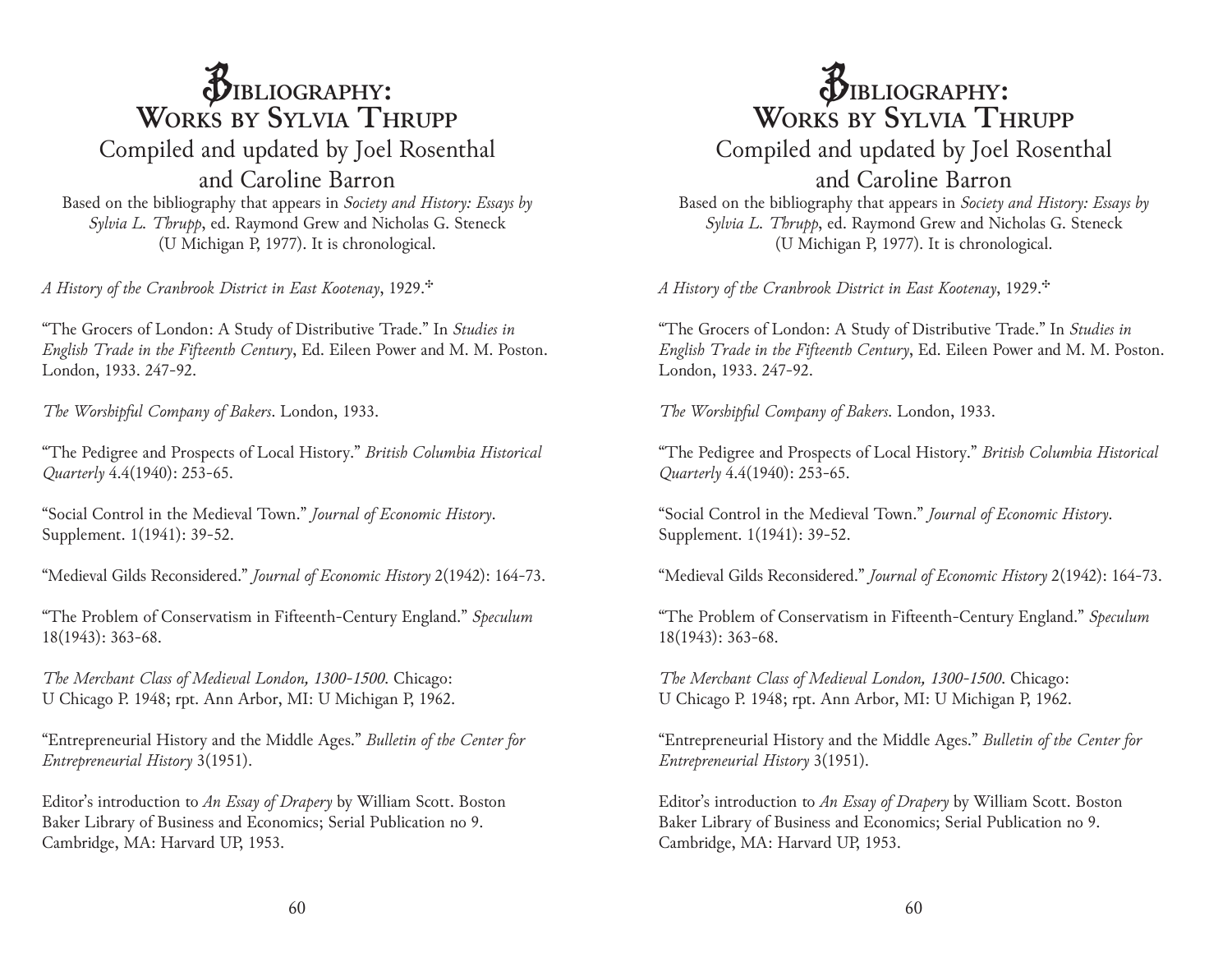# Bibliography: Works by Sylvia Thrupp

## Compiled and updated by Joel Rosenthal and Caroline Barron

Based on the bibliography that appears in *Society and History: Essays by Sylvia L. Thrupp*, ed. Raymond Grew and Nicholas G. Steneck (U Michigan P, 1977). It is chronological.

*A History of the Cranbrook District in East Kootenay*, 1929.✣

"The Grocers of London: A Study of Distributive Trade." In *Studies in English Trade in the Fifteenth Century*, Ed. Eileen Power and M. M. Poston. London, 1933. 247-92.

*The Worshipful Company of Bakers*. London, 1933.

"The Pedigree and Prospects of Local History." *British Columbia Historical Quarterly* 4.4(1940): 253-65.

"Social Control in the Medieval Town." *Journal of Economic History*. Supplement. 1(1941): 39-52.

"Medieval Gilds Reconsidered." *Journal of Economic History* 2(1942): 164-73.

"The Problem of Conservatism in Fifteenth-Century England." *Speculum* 18(1943): 363-68.

*The Merchant Class of Medieval London, 1300-1500*. Chicago: U Chicago P. 1948; rpt. Ann Arbor, MI: U Michigan P, 1962.

"Entrepreneurial History and the Middle Ages." *Bulletin of the Center for Entrepreneurial History* 3(1951).

Editor's introduction to *An Essay of Drapery* by William Scott. Boston Baker Library of Business and Economics; Serial Publication no 9. Cambridge, MA: Harvard UP, 1953.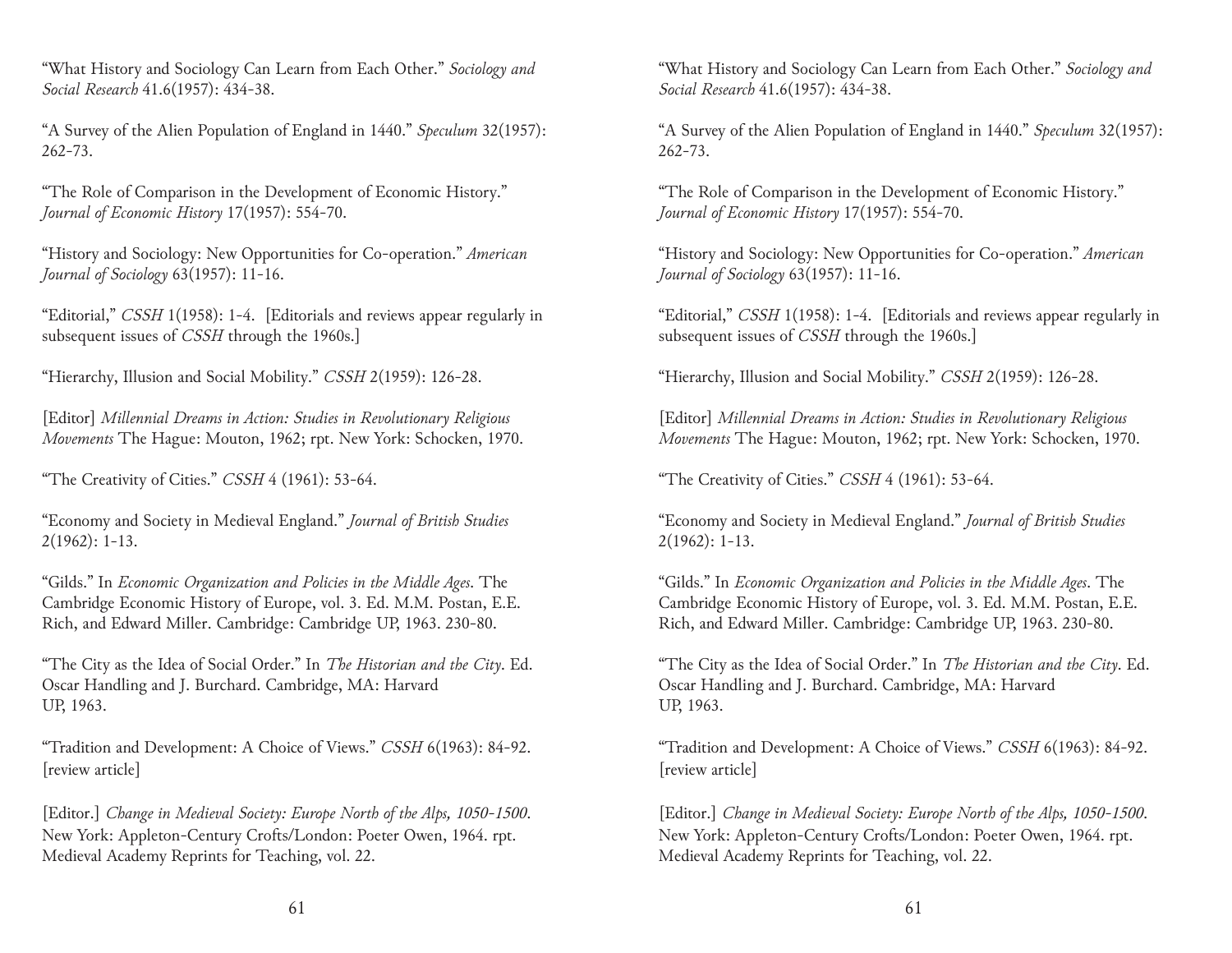"What History and Sociology Can Learn from Each Other." *Sociology and Social Research* 41.6(1957): 434-38.

"A Survey of the Alien Population of England in 1440." *Speculum* 32(1957): 262-73.

"The Role of Comparison in the Development of Economic History." *Journal of Economic History* 17(1957): 554-70.

"History and Sociology: New Opportunities for Co-operation." *American Journal of Sociology* 63(1957): 11-16.

"Editorial," *CSSH* 1(1958): 1-4. [Editorials and reviews appear regularly in subsequent issues of *CSSH* through the 1960s.]

"Hierarchy, Illusion and Social Mobility." *CSSH* 2(1959): 126-28.

[Editor] *Millennial Dreams in Action: Studies in Revolutionary Religious Movements* The Hague: Mouton, 1962; rpt. New York: Schocken, 1970.

"The Creativity of Cities." *CSSH* 4 (1961): 53-64.

"Economy and Society in Medieval England." *Journal of British Studies* 2(1962): 1-13.

"Gilds." In *Economic Organization and Policies in the Middle Ages*. The Cambridge Economic History of Europe, vol. 3. Ed. M.M. Postan, E.E. Rich, and Edward Miller. Cambridge: Cambridge UP, 1963. 230-80.

"The City as the Idea of Social Order." In *The Historian and the City*. Ed. Oscar Handling and J. Burchard. Cambridge, MA: Harvard UP, 1963.

"Tradition and Development: A Choice of Views." *CSSH* 6(1963): 84-92. [review article]

[Editor.] *Change in Medieval Society: Europe North of the Alps, 1050-1500*. New York: Appleton-Century Crofts/London: Poeter Owen, 1964. rpt. Medieval Academy Reprints for Teaching, vol. 22.

"What History and Sociology Can Learn from Each Other." *Sociology and Social Research* 41.6(1957): 434-38.

"A Survey of the Alien Population of England in 1440." *Speculum* 32(1957): 262-73.

"The Role of Comparison in the Development of Economic History." *Journal of Economic History* 17(1957): 554-70.

"History and Sociology: New Opportunities for Co-operation." *American Journal of Sociology* 63(1957): 11-16.

"Editorial," *CSSH* 1(1958): 1-4. [Editorials and reviews appear regularly in subsequent issues of *CSSH* through the 1960s.]

"Hierarchy, Illusion and Social Mobility." *CSSH* 2(1959): 126-28.

[Editor] *Millennial Dreams in Action: Studies in Revolutionary Religious Movements* The Hague: Mouton, 1962; rpt. New York: Schocken, 1970.

"The Creativity of Cities." *CSSH* 4 (1961): 53-64.

"Economy and Society in Medieval England." *Journal of British Studies* 2(1962): 1-13.

"Gilds." In *Economic Organization and Policies in the Middle Ages*. The Cambridge Economic History of Europe, vol. 3. Ed. M.M. Postan, E.E. Rich, and Edward Miller. Cambridge: Cambridge UP, 1963. 230-80.

"The City as the Idea of Social Order." In *The Historian and the City*. Ed. Oscar Handling and J. Burchard. Cambridge, MA: Harvard UP, 1963.

"Tradition and Development: A Choice of Views." *CSSH* 6(1963): 84-92. [review article]

[Editor.] *Change in Medieval Society: Europe North of the Alps, 1050-1500*. New York: Appleton-Century Crofts/London: Poeter Owen, 1964. rpt. Medieval Academy Reprints for Teaching, vol. 22.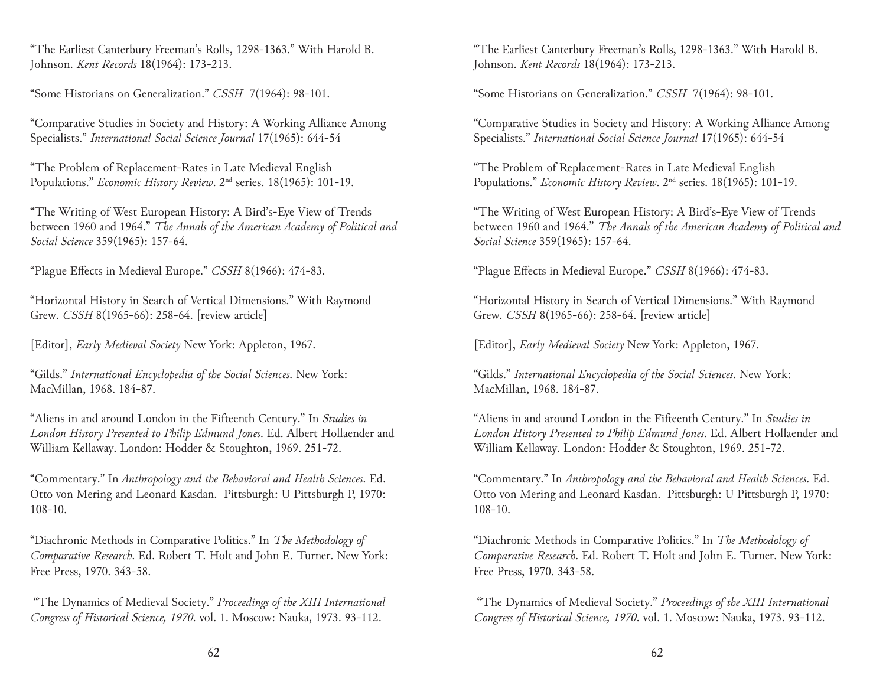"The Earliest Canterbury Freeman's Rolls, 1298-1363." With Harold B. Johnson. *Kent Records* 18(1964): 173-213.

"Some Historians on Generalization." *CSSH* 7(1964): 98-101.

"Comparative Studies in Society and History: A Working Alliance Among Specialists." *International Social Science Journal* 17(1965): 644-54

"The Problem of Replacement-Rates in Late Medieval English Populations." *Economic History Review*. 2nd series. 18(1965): 101-19.

"The Writing of West European History: A Bird's-Eye View of Trends between 1960 and 1964." *The Annals of the American Academy of Political and Social Science* 359(1965): 157-64.

"Plague Effects in Medieval Europe." *CSSH* 8(1966): 474-83.

"Horizontal History in Search of Vertical Dimensions." With Raymond Grew. *CSSH* 8(1965-66): 258-64. [review article]

[Editor], *Early Medieval Society* New York: Appleton, 1967.

"Gilds." *International Encyclopedia of the Social Sciences*. New York: MacMillan, 1968. 184-87.

"Aliens in and around London in the Fifteenth Century." In *Studies in London History Presented to Philip Edmund Jones*. Ed. Albert Hollaender and William Kellaway. London: Hodder & Stoughton, 1969. 251-72.

"Commentary." In *Anthropology and the Behavioral and Health Sciences*. Ed. Otto von Mering and Leonard Kasdan. Pittsburgh: U Pittsburgh P, 1970: 108-10.

"Diachronic Methods in Comparative Politics." In *The Methodology of Comparative Research*. Ed. Robert T. Holt and John E. Turner. New York: Free Press, 1970. 343-58.

"The Dynamics of Medieval Society." *Proceedings of the XIII International Congress of Historical Science, 1970*. vol. 1. Moscow: Nauka, 1973. 93-112.

"The Earliest Canterbury Freeman's Rolls, 1298-1363." With Harold B. Johnson. *Kent Records* 18(1964): 173-213.

"Some Historians on Generalization." *CSSH* 7(1964): 98-101.

"Comparative Studies in Society and History: A Working Alliance Among Specialists." *International Social Science Journal* 17(1965): 644-54

"The Problem of Replacement-Rates in Late Medieval English Populations." *Economic History Review*. 2nd series. 18(1965): 101-19.

"The Writing of West European History: A Bird's-Eye View of Trends between 1960 and 1964." *The Annals of the American Academy of Political and Social Science* 359(1965): 157-64.

"Plague Effects in Medieval Europe." *CSSH* 8(1966): 474-83.

"Horizontal History in Search of Vertical Dimensions." With Raymond Grew. *CSSH* 8(1965-66): 258-64. [review article]

[Editor], *Early Medieval Society* New York: Appleton, 1967.

"Gilds." *International Encyclopedia of the Social Sciences*. New York: MacMillan, 1968. 184-87.

"Aliens in and around London in the Fifteenth Century." In *Studies in London History Presented to Philip Edmund Jones*. Ed. Albert Hollaender and William Kellaway. London: Hodder & Stoughton, 1969. 251-72.

"Commentary." In *Anthropology and the Behavioral and Health Sciences*. Ed. Otto von Mering and Leonard Kasdan. Pittsburgh: U Pittsburgh P, 1970: 108-10.

"Diachronic Methods in Comparative Politics." In *The Methodology of Comparative Research*. Ed. Robert T. Holt and John E. Turner. New York: Free Press, 1970. 343-58.

"The Dynamics of Medieval Society." *Proceedings of the XIII International Congress of Historical Science, 1970*. vol. 1. Moscow: Nauka, 1973. 93-112.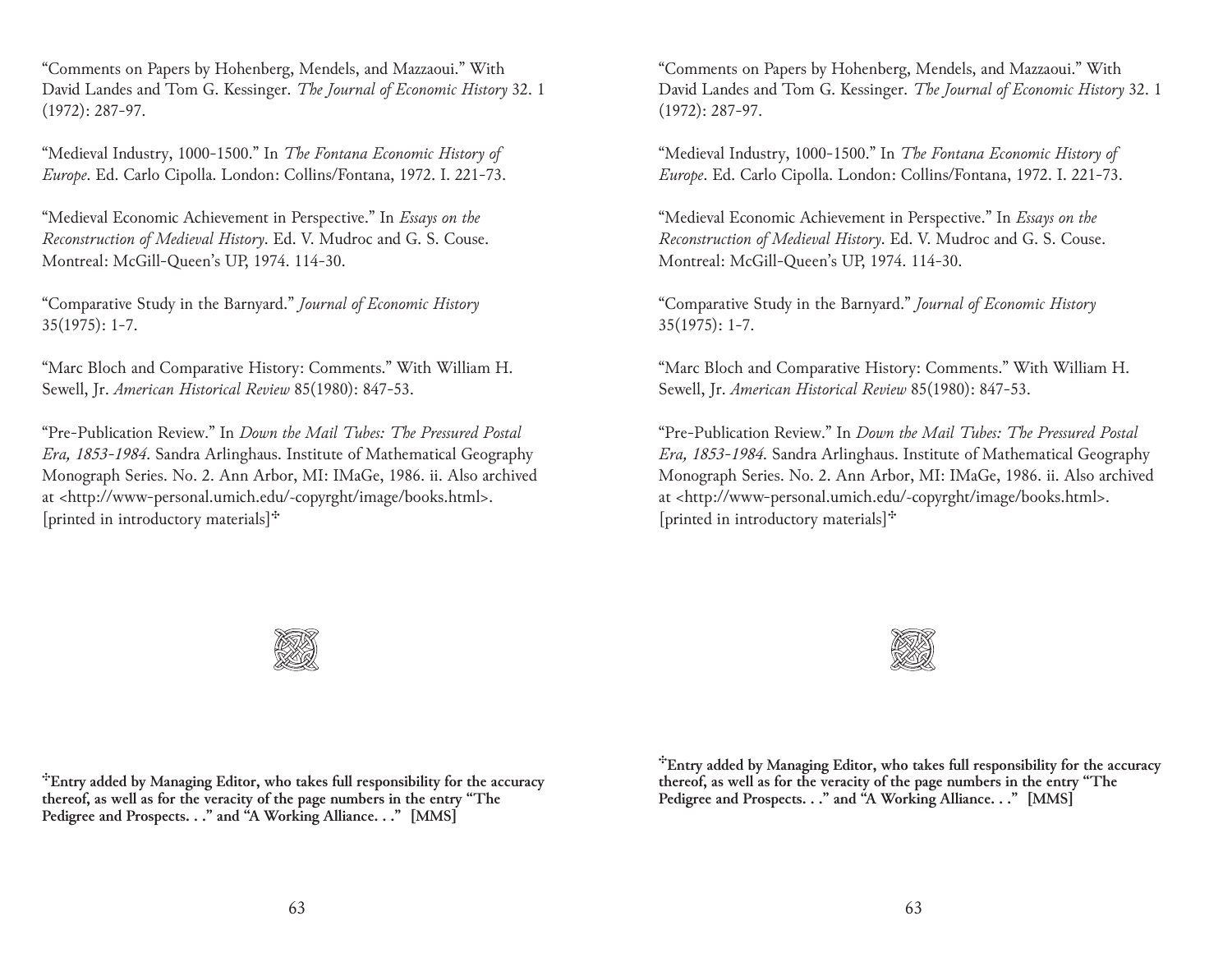"Comments on Papers by Hohenberg, Mendels, and Mazzaoui." With David Landes and Tom G. Kessinger. *The Journal of Economic History* 32. 1 (1972): 287-97.

"Medieval Industry, 1000-1500." In *The Fontana Economic History of Europe*. Ed. Carlo Cipolla. London: Collins/Fontana, 1972. I. 221-73.

"Medieval Economic Achievement in Perspective." In *Essays on the Reconstruction of Medieval History*. Ed. V. Mudroc and G. S. Couse. Montreal: McGill-Queen's UP, 1974. 114-30.

"Comparative Study in the Barnyard." *Journal of Economic History* 35(1975): 1-7.

"Marc Bloch and Comparative History: Comments." With William H. Sewell, Jr. *American Historical Review* 85(1980): 847-53.

"Pre-Publication Review." In *Down the Mail Tubes: The Pressured Postal Era, 1853-1984*. Sandra Arlinghaus. Institute of Mathematical Geography Monograph Series. No. 2. Ann Arbor, MI: IMaGe, 1986. ii. Also archived at <http://www-personal.umich.edu/-copyrght/image/books.html>. [printed in introductory materials]✢

**✢Entry added by Managing Editor, who takes full responsibility for the accuracy thereof, as well as for the veracity of the page numbers in the entry "The Pedigree and Prospects. . ." and "A Working Alliance. . ." [MMS]**